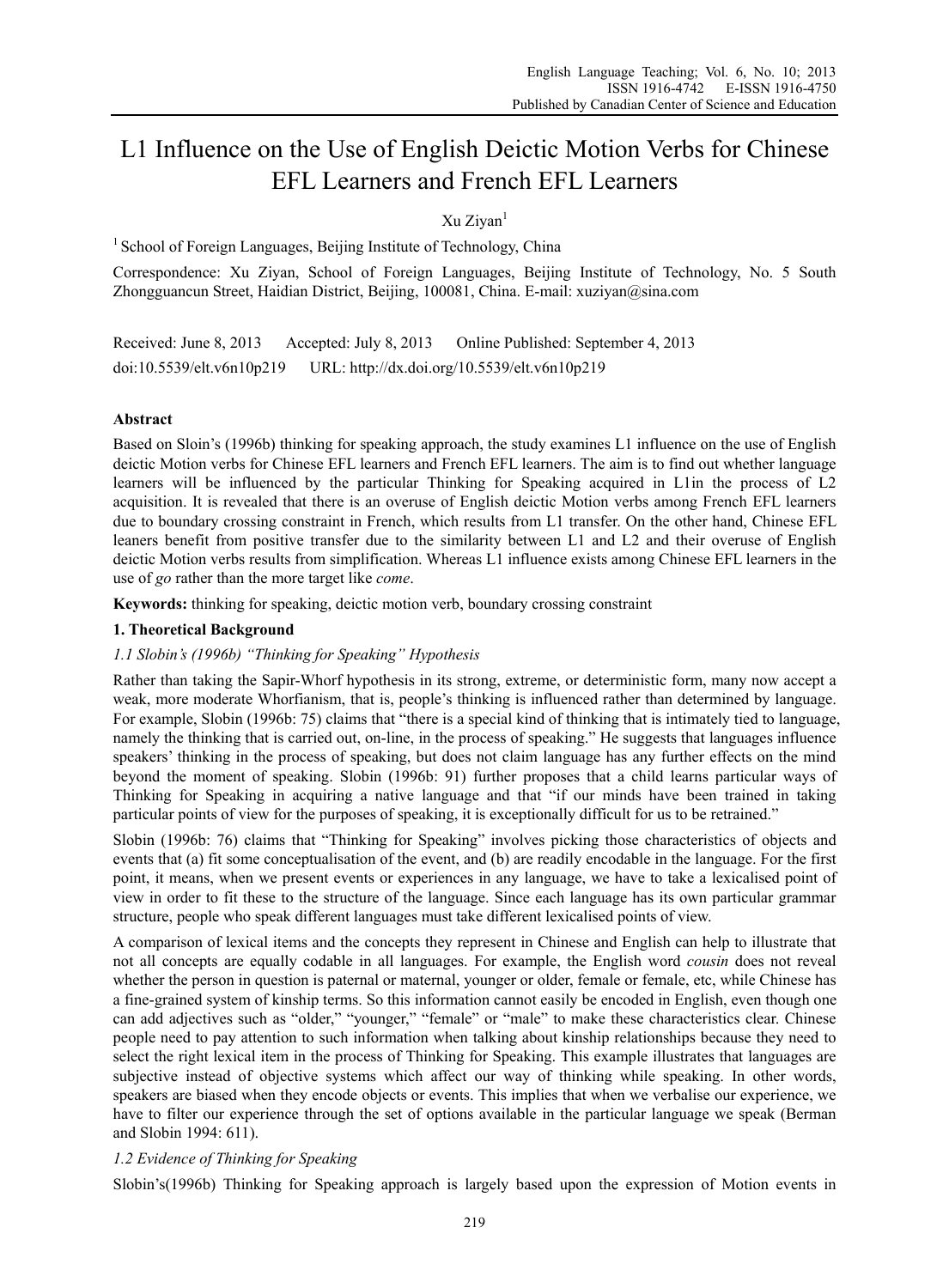# L1 Influence on the Use of English Deictic Motion Verbs for Chinese EFL Learners and French EFL Learners

Xu Ziyan[1]

[1] School of Foreign Languages, Beijing Institute of Technology, China

Correspondence: Xu Ziyan, School of Foreign Languages, Beijing Institute of Technology, No. 5 South Zhongguancun Street, Haidian District, Beijing, 100081, China. E-mail: xuziyan@sina.com

Received: June 8, 2013 Accepted: July 8, 2013 Online Published: September 4, 2013

doi:10.5539/elt.v6n10p219 URL: http://dx.doi.org/10.5539/elt.v6n10p219

## Abstract

Based on Sloin's (1996b) thinking for speaking approach, the study examines L1 influence on the use of English deictic Motion verbs for Chinese EFL learners and French EFL learners. The aim is to find out whether language learners will be influenced by the particular Thinking for Speaking acquired in L1in the process of L2 acquisition. It is revealed that there is an overuse of English deictic Motion verbs among French EFL learners due to boundary crossing constraint in French, which results from L1 transfer. On the other hand, Chinese EFL leaners benefit from positive transfer due to the similarity between L1 and L2 and their overuse of English deictic Motion verbs results from simplification. Whereas L1 influence exists among Chinese EFL learners in the use of *go* rather than the more target like *come*.

**Keywords:** thinking for speaking, deictic motion verb, boundary crossing constraint

## 1. Theoretical Background

### *1.1 Slobin's (1996b) "Thinking for Speaking" Hypothesis*

Rather than taking the Sapir-Whorf hypothesis in its strong, extreme, or deterministic form, many now accept a weak, more moderate Whorfianism, that is, people's thinking is influenced rather than determined by language. For example, Slobin (1996b: 75) claims that "there is a special kind of thinking that is intimately tied to language, namely the thinking that is carried out, on-line, in the process of speaking." He suggests that languages influence speakers' thinking in the process of speaking, but does not claim language has any further effects on the mind beyond the moment of speaking. Slobin (1996b: 91) further proposes that a child learns particular ways of Thinking for Speaking in acquiring a native language and that "if our minds have been trained in taking particular points of view for the purposes of speaking, it is exceptionally difficult for us to be retrained."

Slobin (1996b: 76) claims that "Thinking for Speaking" involves picking those characteristics of objects and events that (a) fit some conceptualisation of the event, and (b) are readily encodable in the language. For the first point, it means, when we present events or experiences in any language, we have to take a lexicalised point of view in order to fit these to the structure of the language. Since each language has its own particular grammar structure, people who speak different languages must take different lexicalised points of view.

A comparison of lexical items and the concepts they represent in Chinese and English can help to illustrate that not all concepts are equally codable in all languages. For example, the English word *cousin* does not reveal whether the person in question is paternal or maternal, younger or older, female or female, etc, while Chinese has a fine-grained system of kinship terms. So this information cannot easily be encoded in English, even though one can add adjectives such as "older," "younger," "female" or "male" to make these characteristics clear. Chinese people need to pay attention to such information when talking about kinship relationships because they need to select the right lexical item in the process of Thinking for Speaking. This example illustrates that languages are subjective instead of objective systems which affect our way of thinking while speaking. In other words, speakers are biased when they encode objects or events. This implies that when we verbalise our experience, we have to filter our experience through the set of options available in the particular language we speak (Berman and Slobin 1994: 611).

### *1.2 Evidence of Thinking for Speaking*

Slobin's(1996b) Thinking for Speaking approach is largely based upon the expression of Motion events in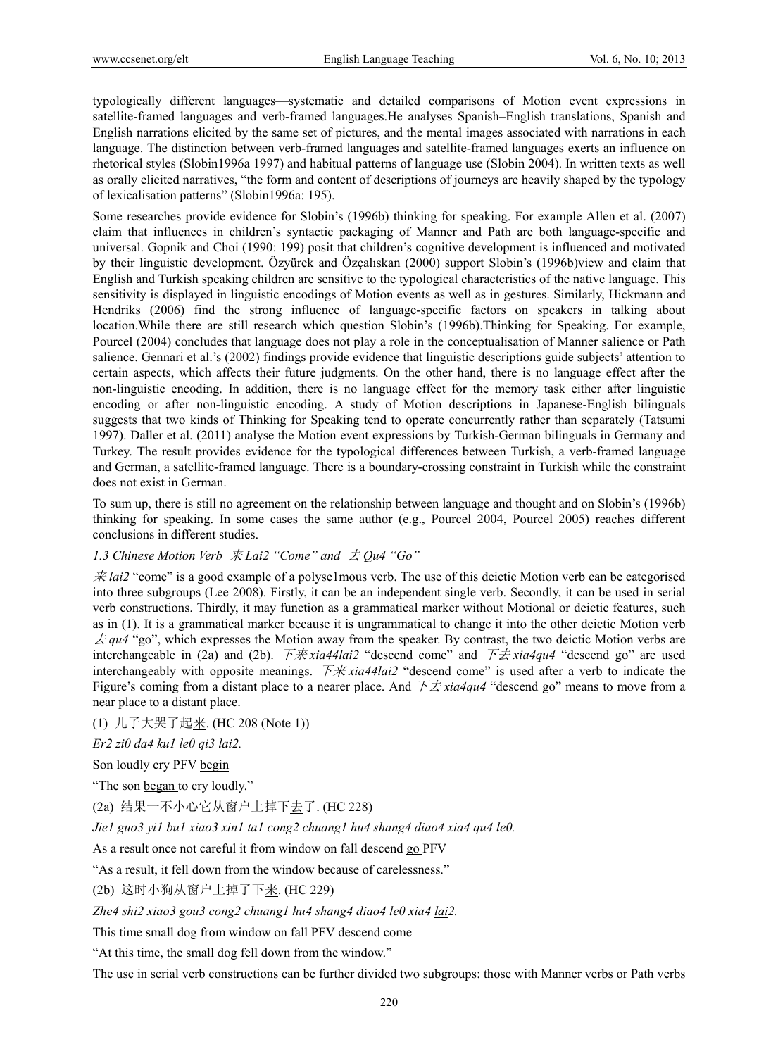typologically different languages—systematic and detailed comparisons of Motion event expressions in satellite-framed languages and verb-framed languages.He analyses Spanish–English translations, Spanish and English narrations elicited by the same set of pictures, and the mental images associated with narrations in each language. The distinction between verb-framed languages and satellite-framed languages exerts an influence on rhetorical styles (Slobin1996a 1997) and habitual patterns of language use (Slobin 2004). In written texts as well as orally elicited narratives, "the form and content of descriptions of journeys are heavily shaped by the typology of lexicalisation patterns" (Slobin1996a: 195).

Some researches provide evidence for Slobin's (1996b) thinking for speaking. For example Allen et al. (2007) claim that influences in children's syntactic packaging of Manner and Path are both language-specific and universal. Gopnik and Choi (1990: 199) posit that children's cognitive development is influenced and motivated by their linguistic development. Özyürek and Özçalıskan (2000) support Slobin's (1996b)view and claim that English and Turkish speaking children are sensitive to the typological characteristics of the native language. This sensitivity is displayed in linguistic encodings of Motion events as well as in gestures. Similarly, Hickmann and Hendriks (2006) find the strong influence of language-specific factors on speakers in talking about location.While there are still research which question Slobin's (1996b).Thinking for Speaking. For example, Pourcel (2004) concludes that language does not play a role in the conceptualisation of Manner salience or Path salience. Gennari et al.'s (2002) findings provide evidence that linguistic descriptions guide subjects' attention to certain aspects, which affects their future judgments. On the other hand, there is no language effect after the non-linguistic encoding. In addition, there is no language effect for the memory task either after linguistic encoding or after non-linguistic encoding. A study of Motion descriptions in Japanese-English bilinguals suggests that two kinds of Thinking for Speaking tend to operate concurrently rather than separately (Tatsumi 1997). Daller et al. (2011) analyse the Motion event expressions by Turkish-German bilinguals in Germany and Turkey. The result provides evidence for the typological differences between Turkish, a verb-framed language and German, a satellite-framed language. There is a boundary-crossing constraint in Turkish while the constraint does not exist in German.

To sum up, there is still no agreement on the relationship between language and thought and on Slobin's (1996b) thinking for speaking. In some cases the same author (e.g., Pourcel 2004, Pourcel 2005) reaches different conclusions in different studies.

### *1.3 Chinese Motion Verb 来 Lai2 "Come" and 去 Qu4 "Go"*

*来 lai2* "come" is a good example of a polyse1mous verb. The use of this deictic Motion verb can be categorised into three subgroups (Lee 2008). Firstly, it can be an independent single verb. Secondly, it can be used in serial verb constructions. Thirdly, it may function as a grammatical marker without Motional or deictic features, such as in (1). It is a grammatical marker because it is ungrammatical to change it into the other deictic Motion verb *去 qu4* "go", which expresses the Motion away from the speaker. By contrast, the two deictic Motion verbs are interchangeable in (2a) and (2b). *下来 xia44lai2* "descend come" and *下去 xia4qu4* "descend go" are used interchangeably with opposite meanings. *下来 xia44lai2* "descend come" is used after a verb to indicate the Figure's coming from a distant place to a nearer place. And *下去 xia4qu4* "descend go" means to move from a near place to a distant place.

(1) 儿子大哭了起来. (HC 208 (Note 1))

*Er2 zi0 da4 ku1 le0 qi3 lai2.*

Son loudly cry PFV begin

"The son began to cry loudly."

(2a) 结果一不小心它从窗户上掉下去了. (HC 228)

*Jie1 guo3 yi1 bu1 xiao3 xin1 ta1 cong2 chuang1 hu4 shang4 diao4 xia4 qu4 le0.*

As a result once not careful it from window on fall descend go PFV

"As a result, it fell down from the window because of carelessness."

(2b) 这时小狗从窗户上掉了下来. (HC 229)

*Zhe4 shi2 xiao3 gou3 cong2 chuang1 hu4 shang4 diao4 le0 xia4 lai2.*

This time small dog from window on fall PFV descend come

"At this time, the small dog fell down from the window."

The use in serial verb constructions can be further divided two subgroups: those with Manner verbs or Path verbs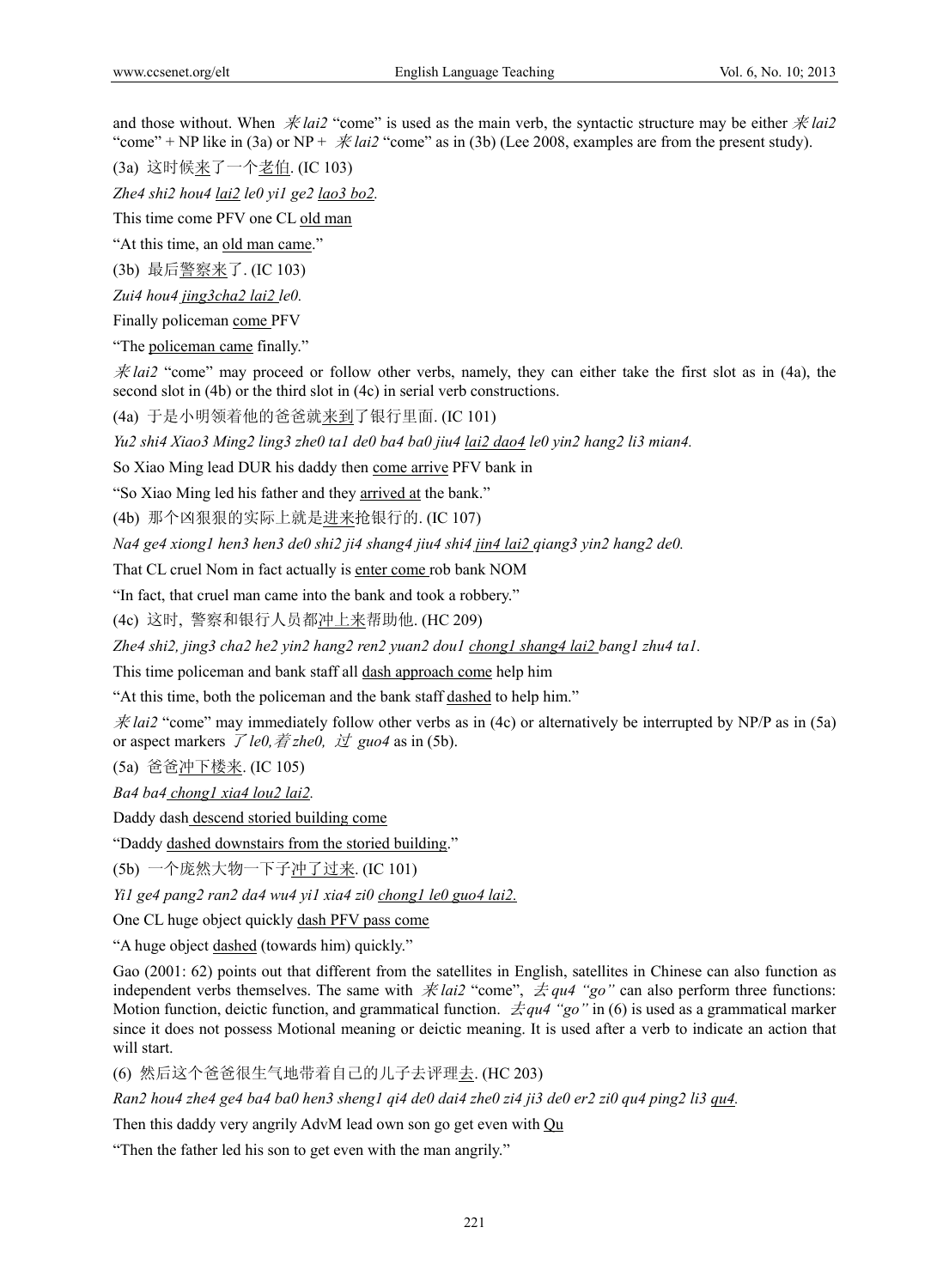and those without. When 来 *lai2* "come" is used as the main verb, the syntactic structure may be either 来 *lai2* "come" + NP like in (3a) or NP + 来 *lai2* "come" as in (3b) (Lee 2008, examples are from the present study).

(3a) 这时候<u>来</u>了一个<u>老伯</u>. (IC 103)

*Zhe4 shi2 hou4 <u>lai2</u> le0 yi1 ge2 <u>lao3 bo2</u>.*

This time come PFV one CL <u>old man</u>

"At this time, an <u>old man came</u>."

(3b) 最后<u>警察来</u>了. (IC 103)

*Zui4 hou4 <u>jing3cha2 lai2</u> le0.*

Finally policeman <u>come</u> PFV

"The <u>policeman came</u> finally."

来 *lai2* "come" may proceed or follow other verbs, namely, they can either take the first slot as in (4a), the second slot in (4b) or the third slot in (4c) in serial verb constructions.

(4a) 于是小明领着他的爸爸就<u>来到</u>了银行里面. (IC 101)

*Yu2 shi4 Xiao3 Ming2 ling3 zhe0 ta1 de0 ba4 ba0 jiu4 <u>lai2 dao4</u> le0 yin2 hang2 li3 mian4.*

So Xiao Ming lead DUR his daddy then <u>come arrive</u> PFV bank in

"So Xiao Ming led his father and they <u>arrived at</u> the bank."

(4b) 那个凶狠狠的实际上就是<u>进来</u>抢银行的. (IC 107)

*Na4 ge4 xiong1 hen3 hen3 de0 shi2 ji4 shang4 jiu4 shi4 <u>jin4 lai2</u> qiang3 yin2 hang2 de0.*

That CL cruel Nom in fact actually is <u>enter come</u> rob bank NOM

"In fact, that cruel man came into the bank and took a robbery."

(4c) 这时, 警察和银行人员都<u>冲上来</u>帮助他. (HC 209)

*Zhe4 shi2, jing3 cha2 he2 yin2 hang2 ren2 yuan2 dou1 <u>chong1 shang4 lai2</u> bang1 zhu4 ta1.*

This time policeman and bank staff all <u>dash approach come</u> help him

"At this time, both the policeman and the bank staff <u>dashed</u> to help him."

来 *lai2* "come" may immediately follow other verbs as in (4c) or alternatively be interrupted by NP/P as in (5a) or aspect markers 了 *le0*, 着 *zhe0*, 过 *guo4* as in (5b).

(5a) 爸爸<u>冲下楼来</u>. (IC 105)

*Ba4 ba4 <u>chong1 xia4 lou2 lai2</u>.*

Daddy dash <u>descend storied building come</u>

"Daddy <u>dashed downstairs from the storied building</u>."

(5b) 一个庞然大物一下子<u>冲了过来</u>. (IC 101)

*Yi1 ge4 pang2 ran2 da4 wu4 yi1 xia4 zi0 <u>chong1 le0 guo4 lai2</u>.*

One CL huge object quickly <u>dash PFV pass come</u>

"A huge object <u>dashed</u> (towards him) quickly."

Gao (2001: 62) points out that different from the satellites in English, satellites in Chinese can also function as independent verbs themselves. The same with 来 *lai2* "come", 去 *qu4 "go"* can also perform three functions: Motion function, deictic function, and grammatical function. 去 *qu4 "go"* in (6) is used as a grammatical marker since it does not possess Motional meaning or deictic meaning. It is used after a verb to indicate an action that will start.

(6) 然后这个爸爸很生气地带着自己的儿子去评理<u>去</u>. (HC 203)

*Ran2 hou4 zhe4 ge4 ba4 ba0 hen3 sheng1 qi4 de0 dai4 zhe0 zi4 ji3 de0 er2 zi0 qu4 ping2 li3 <u>qu4</u>.*

Then this daddy very angrily AdvM lead own son go get even with <u>Qu</u>

"Then the father led his son to get even with the man angrily."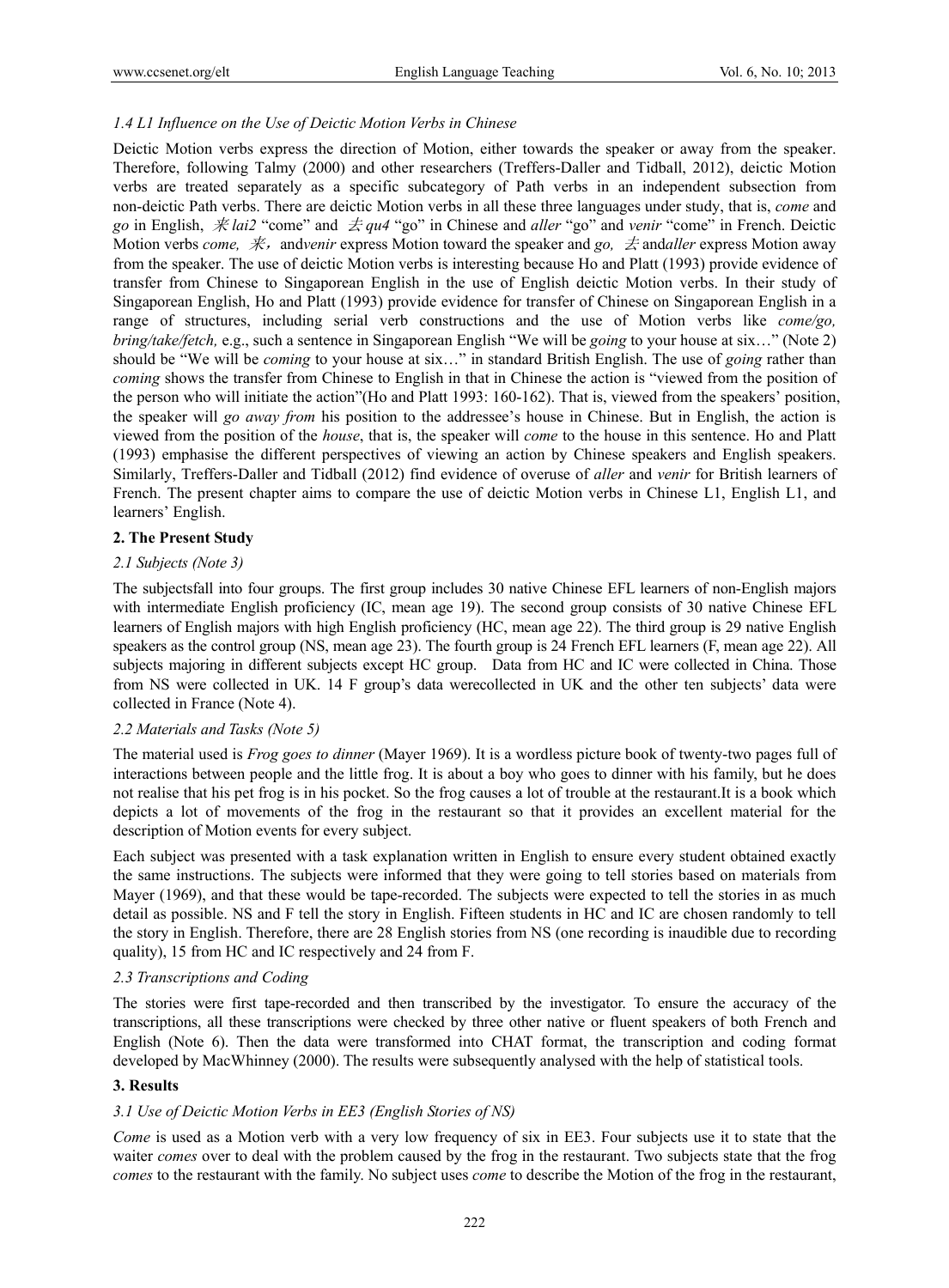### *1.4 L1 Influence on the Use of Deictic Motion Verbs in Chinese*

Deictic Motion verbs express the direction of Motion, either towards the speaker or away from the speaker. Therefore, following Talmy (2000) and other researchers (Treffers-Daller and Tidball, 2012), deictic Motion verbs are treated separately as a specific subcategory of Path verbs in an independent subsection from non-deictic Path verbs. There are deictic Motion verbs in all these three languages under study, that is, *come* and *go* in English, 来 *lai2* "come" and 去 *qu4* "go" in Chinese and *aller* "go" and *venir* "come" in French. Deictic Motion verbs *come,* 来，and*venir* express Motion toward the speaker and *go,* 去 and*aller* express Motion away from the speaker. The use of deictic Motion verbs is interesting because Ho and Platt (1993) provide evidence of transfer from Chinese to Singaporean English in the use of English deictic Motion verbs. In their study of Singaporean English, Ho and Platt (1993) provide evidence for transfer of Chinese on Singaporean English in a range of structures, including serial verb constructions and the use of Motion verbs like *come/go, bring/take/fetch,* e.g., such a sentence in Singaporean English "We will be *going* to your house at six…" (Note 2) should be "We will be *coming* to your house at six…" in standard British English. The use of *going* rather than *coming* shows the transfer from Chinese to English in that in Chinese the action is "viewed from the position of the person who will initiate the action"(Ho and Platt 1993: 160-162). That is, viewed from the speakers' position, the speaker will *go away from* his position to the addressee's house in Chinese. But in English, the action is viewed from the position of the *house*, that is, the speaker will *come* to the house in this sentence. Ho and Platt (1993) emphasise the different perspectives of viewing an action by Chinese speakers and English speakers. Similarly, Treffers-Daller and Tidball (2012) find evidence of overuse of *aller* and *venir* for British learners of French. The present chapter aims to compare the use of deictic Motion verbs in Chinese L1, English L1, and learners' English.

## 2. The Present Study

### *2.1 Subjects (Note 3)*

The subjectsfall into four groups. The first group includes 30 native Chinese EFL learners of non-English majors with intermediate English proficiency (IC, mean age 19). The second group consists of 30 native Chinese EFL learners of English majors with high English proficiency (HC, mean age 22). The third group is 29 native English speakers as the control group (NS, mean age 23). The fourth group is 24 French EFL learners (F, mean age 22). All subjects majoring in different subjects except HC group. Data from HC and IC were collected in China. Those from NS were collected in UK. 14 F group's data werecollected in UK and the other ten subjects' data were collected in France (Note 4).

### *2.2 Materials and Tasks (Note 5)*

The material used is *Frog goes to dinner* (Mayer 1969). It is a wordless picture book of twenty-two pages full of interactions between people and the little frog. It is about a boy who goes to dinner with his family, but he does not realise that his pet frog is in his pocket. So the frog causes a lot of trouble at the restaurant.It is a book which depicts a lot of movements of the frog in the restaurant so that it provides an excellent material for the description of Motion events for every subject.

Each subject was presented with a task explanation written in English to ensure every student obtained exactly the same instructions. The subjects were informed that they were going to tell stories based on materials from Mayer (1969), and that these would be tape-recorded. The subjects were expected to tell the stories in as much detail as possible. NS and F tell the story in English. Fifteen students in HC and IC are chosen randomly to tell the story in English. Therefore, there are 28 English stories from NS (one recording is inaudible due to recording quality), 15 from HC and IC respectively and 24 from F.

### *2.3 Transcriptions and Coding*

The stories were first tape-recorded and then transcribed by the investigator. To ensure the accuracy of the transcriptions, all these transcriptions were checked by three other native or fluent speakers of both French and English (Note 6). Then the data were transformed into CHAT format, the transcription and coding format developed by MacWhinney (2000). The results were subsequently analysed with the help of statistical tools.

## 3. Results

### *3.1 Use of Deictic Motion Verbs in EE3 (English Stories of NS)*

*Come* is used as a Motion verbs with a very low frequency of six in EE3. Four subjects use it to state that the waiter *comes* over to deal with the problem caused by the frog in the restaurant. Two subjects state that the frog *comes* to the restaurant with the family. No subject uses *come* to describe the Motion of the frog in the restaurant,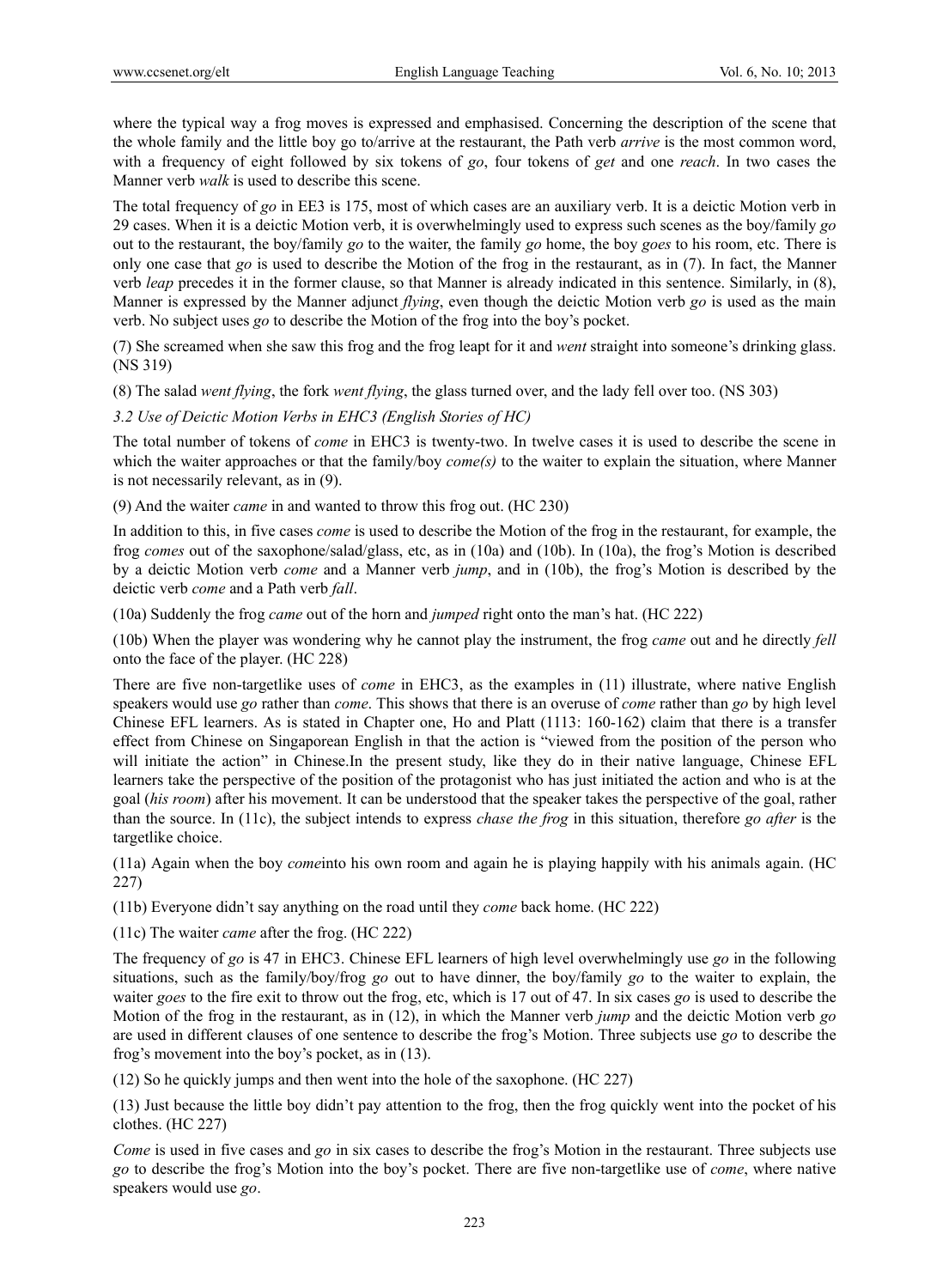where the typical way a frog moves is expressed and emphasised. Concerning the description of the scene that the whole family and the little boy go to/arrive at the restaurant, the Path verb *arrive* is the most common word, with a frequency of eight followed by six tokens of *go*, four tokens of *get* and one *reach*. In two cases the Manner verb *walk* is used to describe this scene.

The total frequency of *go* in EE3 is 175, most of which cases are an auxiliary verb. It is a deictic Motion verb in 29 cases. When it is a deictic Motion verb, it is overwhelmingly used to express such scenes as the boy/family *go* out to the restaurant, the boy/family *go* to the waiter, the family *go* home, the boy *goes* to his room, etc. There is only one case that *go* is used to describe the Motion of the frog in the restaurant, as in (7). In fact, the Manner verb *leap* precedes it in the former clause, so that Manner is already indicated in this sentence. Similarly, in (8), Manner is expressed by the Manner adjunct *flying*, even though the deictic Motion verb *go* is used as the main verb. No subject uses *go* to describe the Motion of the frog into the boy's pocket.

(7) She screamed when she saw this frog and the frog leapt for it and *went* straight into someone's drinking glass. (NS 319)

(8) The salad *went flying*, the fork *went flying*, the glass turned over, and the lady fell over too. (NS 303)

### *3.2 Use of Deictic Motion Verbs in EHC3 (English Stories of HC)*

The total number of tokens of *come* in EHC3 is twenty-two. In twelve cases it is used to describe the scene in which the waiter approaches or that the family/boy *come(s)* to the waiter to explain the situation, where Manner is not necessarily relevant, as in (9).

(9) And the waiter *came* in and wanted to throw this frog out. (HC 230)

In addition to this, in five cases *come* is used to describe the Motion of the frog in the restaurant, for example, the frog *comes* out of the saxophone/salad/glass, etc, as in (10a) and (10b). In (10a), the frog's Motion is described by a deictic Motion verb *come* and a Manner verb *jump*, and in (10b), the frog's Motion is described by the deictic verb *come* and a Path verb *fall*.

(10a) Suddenly the frog *came* out of the horn and *jumped* right onto the man's hat. (HC 222)

(10b) When the player was wondering why he cannot play the instrument, the frog *came* out and he directly *fell* onto the face of the player. (HC 228)

There are five non-targetlike uses of *come* in EHC3, as the examples in (11) illustrate, where native English speakers would use *go* rather than *come*. This shows that there is an overuse of *come* rather than *go* by high level Chinese EFL learners. As is stated in Chapter one, Ho and Platt (1113: 160-162) claim that there is a transfer effect from Chinese on Singaporean English in that the action is "viewed from the position of the person who will initiate the action" in Chinese.In the present study, like they do in their native language, Chinese EFL learners take the perspective of the position of the protagonist who has just initiated the action and who is at the goal (*his room*) after his movement. It can be understood that the speaker takes the perspective of the goal, rather than the source. In (11c), the subject intends to express *chase the frog* in this situation, therefore *go after* is the targetlike choice.

(11a) Again when the boy *come*into his own room and again he is playing happily with his animals again. (HC 227)

(11b) Everyone didn't say anything on the road until they *come* back home. (HC 222)

(11c) The waiter *came* after the frog. (HC 222)

The frequency of *go* is 47 in EHC3. Chinese EFL learners of high level overwhelmingly use *go* in the following situations, such as the family/boy/frog *go* out to have dinner, the boy/family *go* to the waiter to explain, the waiter *goes* to the fire exit to throw out the frog, etc, which is 17 out of 47. In six cases *go* is used to describe the Motion of the frog in the restaurant, as in (12), in which the Manner verb *jump* and the deictic Motion verb *go* are used in different clauses of one sentence to describe the frog's Motion. Three subjects use *go* to describe the frog's movement into the boy's pocket, as in (13).

(12) So he quickly jumps and then went into the hole of the saxophone. (HC 227)

(13) Just because the little boy didn't pay attention to the frog, then the frog quickly went into the pocket of his clothes. (HC 227)

*Come* is used in five cases and *go* in six cases to describe the frog's Motion in the restaurant. Three subjects use *go* to describe the frog's Motion into the boy's pocket. There are five non-targetlike use of *come*, where native speakers would use *go*.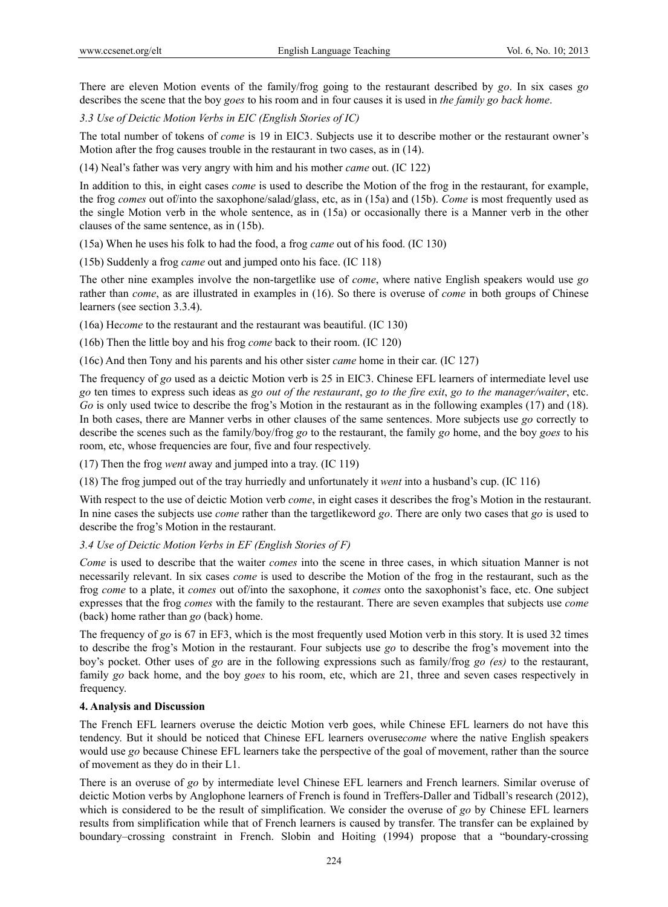There are eleven Motion events of the family/frog going to the restaurant described by *go*. In six cases *go* describes the scene that the boy *goes* to his room and in four causes it is used in *the family go back home*.

### *3.3 Use of Deictic Motion Verbs in EIC (English Stories of IC)*

The total number of tokens of *come* is 19 in EIC3. Subjects use it to describe mother or the restaurant owner's Motion after the frog causes trouble in the restaurant in two cases, as in (14).

(14) Neal's father was very angry with him and his mother *came* out. (IC 122)

In addition to this, in eight cases *come* is used to describe the Motion of the frog in the restaurant, for example, the frog *comes* out of/into the saxophone/salad/glass, etc, as in (15a) and (15b). *Come* is most frequently used as the single Motion verb in the whole sentence, as in (15a) or occasionally there is a Manner verb in the other clauses of the same sentence, as in (15b).

(15a) When he uses his folk to had the food, a frog *came* out of his food. (IC 130)

(15b) Suddenly a frog *came* out and jumped onto his face. (IC 118)

The other nine examples involve the non-targetlike use of *come*, where native English speakers would use *go* rather than *come*, as are illustrated in examples in (16). So there is overuse of *come* in both groups of Chinese learners (see section 3.3.4).

(16a) He*come* to the restaurant and the restaurant was beautiful. (IC 130)

(16b) Then the little boy and his frog *come* back to their room. (IC 120)

(16c) And then Tony and his parents and his other sister *came* home in their car. (IC 127)

The frequency of *go* used as a deictic Motion verb is 25 in EIC3. Chinese EFL learners of intermediate level use *go* ten times to express such ideas as *go out of the restaurant*, *go to the fire exit*, *go to the manager/waiter*, etc. *Go* is only used twice to describe the frog's Motion in the restaurant as in the following examples (17) and (18). In both cases, there are Manner verbs in other clauses of the same sentences. More subjects use *go* correctly to describe the scenes such as the family/boy/frog *go* to the restaurant, the family *go* home, and the boy *goes* to his room, etc, whose frequencies are four, five and four respectively.

(17) Then the frog *went* away and jumped into a tray. (IC 119)

(18) The frog jumped out of the tray hurriedly and unfortunately it *went* into a husband's cup. (IC 116)

With respect to the use of deictic Motion verb *come*, in eight cases it describes the frog's Motion in the restaurant. In nine cases the subjects use *come* rather than the targetlikeword *go*. There are only two cases that *go* is used to describe the frog's Motion in the restaurant.

### *3.4 Use of Deictic Motion Verbs in EF (English Stories of F)*

*Come* is used to describe that the waiter *comes* into the scene in three cases, in which situation Manner is not necessarily relevant. In six cases *come* is used to describe the Motion of the frog in the restaurant, such as the frog *come* to a plate, it *comes* out of/into the saxophone, it *comes* onto the saxophonist's face, etc. One subject expresses that the frog *comes* with the family to the restaurant. There are seven examples that subjects use *come* (back) home rather than *go* (back) home.

The frequency of *go* is 67 in EF3, which is the most frequently used Motion verb in this story. It is used 32 times to describe the frog's Motion in the restaurant. Four subjects use *go* to describe the frog's movement into the boy's pocket. Other uses of *go* are in the following expressions such as family/frog *go (es)* to the restaurant, family *go* back home, and the boy *goes* to his room, etc, which are 21, three and seven cases respectively in frequency.

## 4. Analysis and Discussion

The French EFL learners overuse the deictic Motion verb goes, while Chinese EFL learners do not have this tendency. But it should be noticed that Chinese EFL learners overuse*come* where the native English speakers would use *go* because Chinese EFL learners take the perspective of the goal of movement, rather than the source of movement as they do in their L1.

There is an overuse of *go* by intermediate level Chinese EFL learners and French learners. Similar overuse of deictic Motion verbs by Anglophone learners of French is found in Treffers-Daller and Tidball's research (2012), which is considered to be the result of simplification. We consider the overuse of *go* by Chinese EFL learners results from simplification while that of French learners is caused by transfer. The transfer can be explained by boundary–crossing constraint in French. Slobin and Hoiting (1994) propose that a "boundary-crossing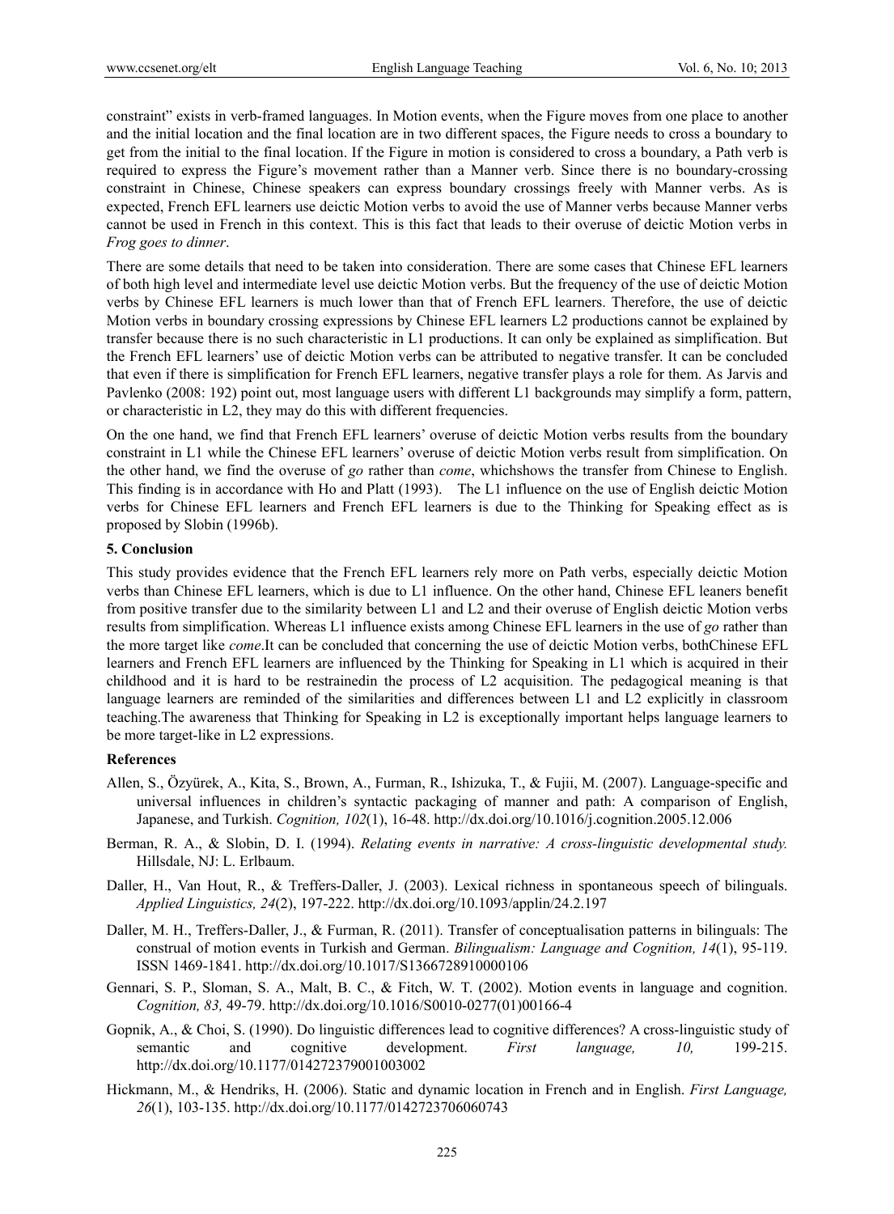constraint" exists in verb-framed languages. In Motion events, when the Figure moves from one place to another and the initial location and the final location are in two different spaces, the Figure needs to cross a boundary to get from the initial to the final location. If the Figure in motion is considered to cross a boundary, a Path verb is required to express the Figure's movement rather than a Manner verb. Since there is no boundary-crossing constraint in Chinese, Chinese speakers can express boundary crossings freely with Manner verbs. As is expected, French EFL learners use deictic Motion verbs to avoid the use of Manner verbs because Manner verbs cannot be used in French in this context. This is this fact that leads to their overuse of deictic Motion verbs in *Frog goes to dinner*.

There are some details that need to be taken into consideration. There are some cases that Chinese EFL learners of both high level and intermediate level use deictic Motion verbs. But the frequency of the use of deictic Motion verbs by Chinese EFL learners is much lower than that of French EFL learners. Therefore, the use of deictic Motion verbs in boundary crossing expressions by Chinese EFL learners L2 productions cannot be explained by transfer because there is no such characteristic in L1 productions. It can only be explained as simplification. But the French EFL learners' use of deictic Motion verbs can be attributed to negative transfer. It can be concluded that even if there is simplification for French EFL learners, negative transfer plays a role for them. As Jarvis and Pavlenko (2008: 192) point out, most language users with different L1 backgrounds may simplify a form, pattern, or characteristic in L2, they may do this with different frequencies.

On the one hand, we find that French EFL learners' overuse of deictic Motion verbs results from the boundary constraint in L1 while the Chinese EFL learners' overuse of deictic Motion verbs result from simplification. On the other hand, we find the overuse of *go* rather than *come*, whichshows the transfer from Chinese to English. This finding is in accordance with Ho and Platt (1993). The L1 influence on the use of English deictic Motion verbs for Chinese EFL learners and French EFL learners is due to the Thinking for Speaking effect as is proposed by Slobin (1996b).

## 5. Conclusion

This study provides evidence that the French EFL learners rely more on Path verbs, especially deictic Motion verbs than Chinese EFL learners, which is due to L1 influence. On the other hand, Chinese EFL leaners benefit from positive transfer due to the similarity between L1 and L2 and their overuse of English deictic Motion verbs results from simplification. Whereas L1 influence exists among Chinese EFL learners in the use of *go* rather than the more target like *come*.It can be concluded that concerning the use of deictic Motion verbs, bothChinese EFL learners and French EFL learners are influenced by the Thinking for Speaking in L1 which is acquired in their childhood and it is hard to be restrainedin the process of L2 acquisition. The pedagogical meaning is that language learners are reminded of the similarities and differences between L1 and L2 explicitly in classroom teaching.The awareness that Thinking for Speaking in L2 is exceptionally important helps language learners to be more target-like in L2 expressions.

## References

Allen, S., Özyürek, A., Kita, S., Brown, A., Furman, R., Ishizuka, T., & Fujii, M. (2007). Language-specific and universal influences in children's syntactic packaging of manner and path: A comparison of English, Japanese, and Turkish. *Cognition, 102*(1), 16-48. http://dx.doi.org/10.1016/j.cognition.2005.12.006

Berman, R. A., & Slobin, D. I. (1994). *Relating events in narrative: A cross-linguistic developmental study.* Hillsdale, NJ: L. Erlbaum.

Daller, H., Van Hout, R., & Treffers-Daller, J. (2003). Lexical richness in spontaneous speech of bilinguals. *Applied Linguistics, 24*(2), 197-222. http://dx.doi.org/10.1093/applin/24.2.197

Daller, M. H., Treffers-Daller, J., & Furman, R. (2011). Transfer of conceptualisation patterns in bilinguals: The construal of motion events in Turkish and German. *Bilingualism: Language and Cognition, 14*(1), 95-119. ISSN 1469-1841. http://dx.doi.org/10.1017/S1366728910000106

Gennari, S. P., Sloman, S. A., Malt, B. C., & Fitch, W. T. (2002). Motion events in language and cognition. *Cognition, 83,* 49-79. http://dx.doi.org/10.1016/S0010-0277(01)00166-4

Gopnik, A., & Choi, S. (1990). Do linguistic differences lead to cognitive differences? A cross-linguistic study of semantic and cognitive development. *First language, 10,* 199-215. http://dx.doi.org/10.1177/014272379001003002

Hickmann, M., & Hendriks, H. (2006). Static and dynamic location in French and in English. *First Language, 26*(1), 103-135. http://dx.doi.org/10.1177/0142723706060743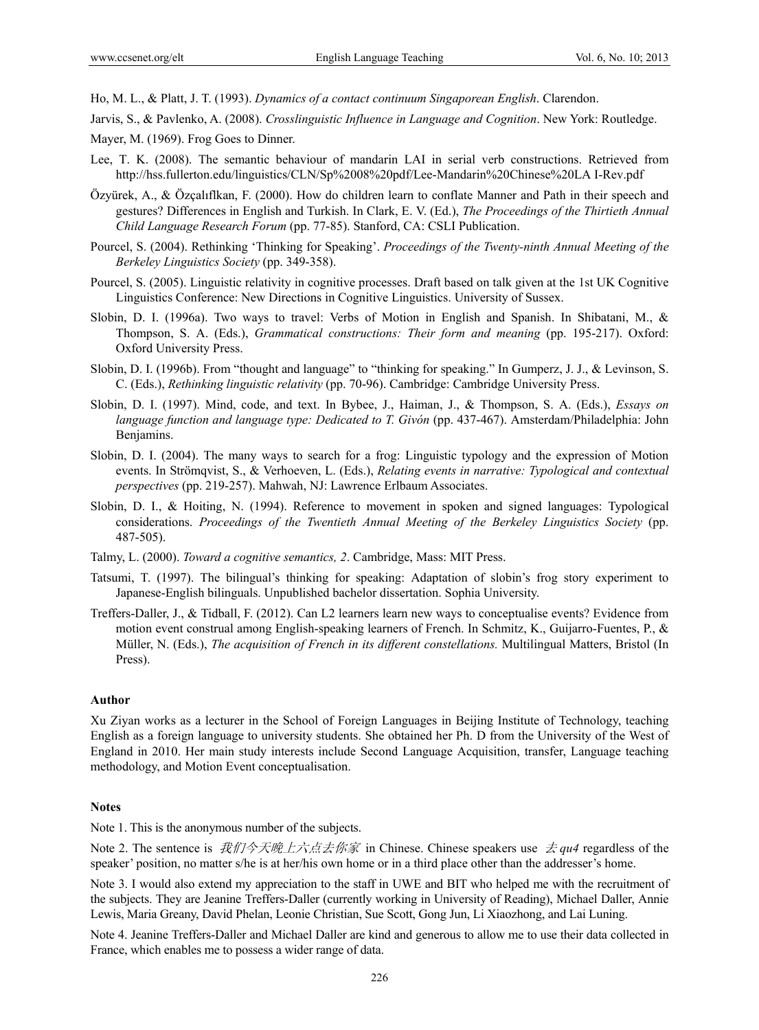Ho, M. L., & Platt, J. T. (1993). *Dynamics of a contact continuum Singaporean English*. Clarendon.

Jarvis, S., & Pavlenko, A. (2008). *Crosslinguistic Influence in Language and Cognition*. New York: Routledge.

Mayer, M. (1969). Frog Goes to Dinner.

Lee, T. K. (2008). The semantic behaviour of mandarin LAI in serial verb constructions. Retrieved from http://hss.fullerton.edu/linguistics/CLN/Sp%2008%20pdf/Lee-Mandarin%20Chinese%20LA I-Rev.pdf

Özyürek, A., & Özçalıflkan, F. (2000). How do children learn to conflate Manner and Path in their speech and gestures? Differences in English and Turkish. In Clark, E. V. (Ed.), *The Proceedings of the Thirtieth Annual Child Language Research Forum* (pp. 77-85). Stanford, CA: CSLI Publication.

Pourcel, S. (2004). Rethinking 'Thinking for Speaking'. *Proceedings of the Twenty-ninth Annual Meeting of the Berkeley Linguistics Society* (pp. 349-358).

Pourcel, S. (2005). Linguistic relativity in cognitive processes. Draft based on talk given at the 1st UK Cognitive Linguistics Conference: New Directions in Cognitive Linguistics. University of Sussex.

Slobin, D. I. (1996a). Two ways to travel: Verbs of Motion in English and Spanish. In Shibatani, M., & Thompson, S. A. (Eds.), *Grammatical constructions: Their form and meaning* (pp. 195-217). Oxford: Oxford University Press.

Slobin, D. I. (1996b). From "thought and language" to "thinking for speaking." In Gumperz, J. J., & Levinson, S. C. (Eds.), *Rethinking linguistic relativity* (pp. 70-96). Cambridge: Cambridge University Press.

Slobin, D. I. (1997). Mind, code, and text. In Bybee, J., Haiman, J., & Thompson, S. A. (Eds.), *Essays on language function and language type: Dedicated to T. Givón* (pp. 437-467). Amsterdam/Philadelphia: John Benjamins.

Slobin, D. I. (2004). The many ways to search for a frog: Linguistic typology and the expression of Motion events. In Strömqvist, S., & Verhoeven, L. (Eds.), *Relating events in narrative: Typological and contextual perspectives* (pp. 219-257). Mahwah, NJ: Lawrence Erlbaum Associates.

Slobin, D. I., & Hoiting, N. (1994). Reference to movement in spoken and signed languages: Typological considerations. *Proceedings of the Twentieth Annual Meeting of the Berkeley Linguistics Society* (pp. 487-505).

Talmy, L. (2000). *Toward a cognitive semantics, 2*. Cambridge, Mass: MIT Press.

Tatsumi, T. (1997). The bilingual's thinking for speaking: Adaptation of slobin's frog story experiment to Japanese-English bilinguals. Unpublished bachelor dissertation. Sophia University.

Treffers-Daller, J., & Tidball, F. (2012). Can L2 learners learn new ways to conceptualise events? Evidence from motion event construal among English-speaking learners of French. In Schmitz, K., Guijarro-Fuentes, P., & Müller, N. (Eds.), *The acquisition of French in its different constellations.* Multilingual Matters, Bristol (In Press).

### Author

Xu Ziyan works as a lecturer in the School of Foreign Languages in Beijing Institute of Technology, teaching English as a foreign language to university students. She obtained her Ph. D from the University of the West of England in 2010. Her main study interests include Second Language Acquisition, transfer, Language teaching methodology, and Motion Event conceptualisation.

### Notes

Note 1. This is the anonymous number of the subjects.

Note 2. The sentence is *我们今天晚上六点去你家* in Chinese. Chinese speakers use *去 qu4* regardless of the speaker' position, no matter s/he is at her/his own home or in a third place other than the addresser's home.

Note 3. I would also extend my appreciation to the staff in UWE and BIT who helped me with the recruitment of the subjects. They are Jeanine Treffers-Daller (currently working in University of Reading), Michael Daller, Annie Lewis, Maria Greany, David Phelan, Leonie Christian, Sue Scott, Gong Jun, Li Xiaozhong, and Lai Luning.

Note 4. Jeanine Treffers-Daller and Michael Daller are kind and generous to allow me to use their data collected in France, which enables me to possess a wider range of data.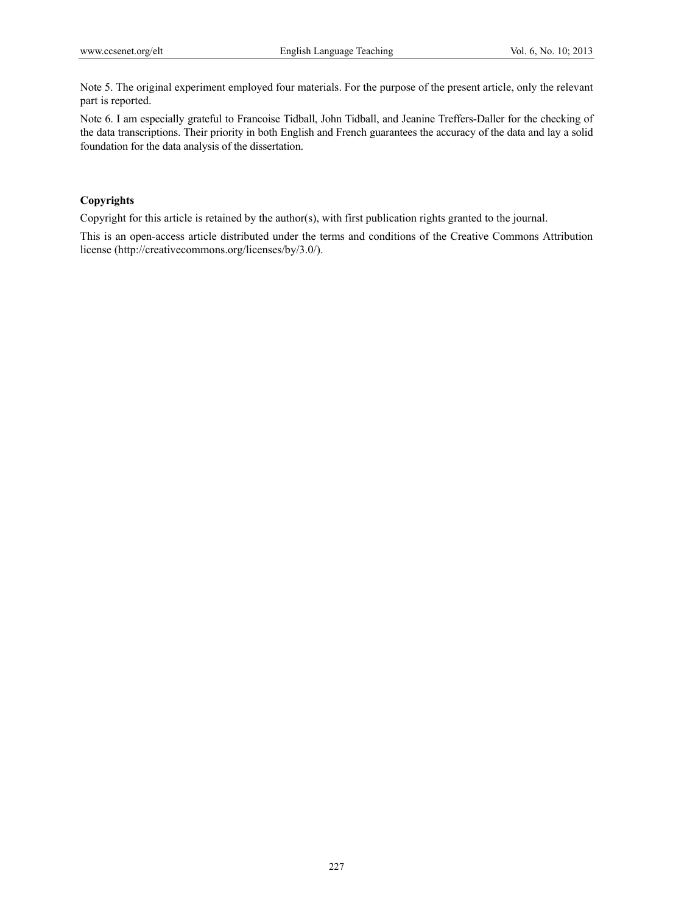Note 5. The original experiment employed four materials. For the purpose of the present article, only the relevant part is reported.

Note 6. I am especially grateful to Francoise Tidball, John Tidball, and Jeanine Treffers-Daller for the checking of the data transcriptions. Their priority in both English and French guarantees the accuracy of the data and lay a solid foundation for the data analysis of the dissertation.

## Copyrights

Copyright for this article is retained by the author(s), with first publication rights granted to the journal.

This is an open-access article distributed under the terms and conditions of the Creative Commons Attribution license (http://creativecommons.org/licenses/by/3.0/).